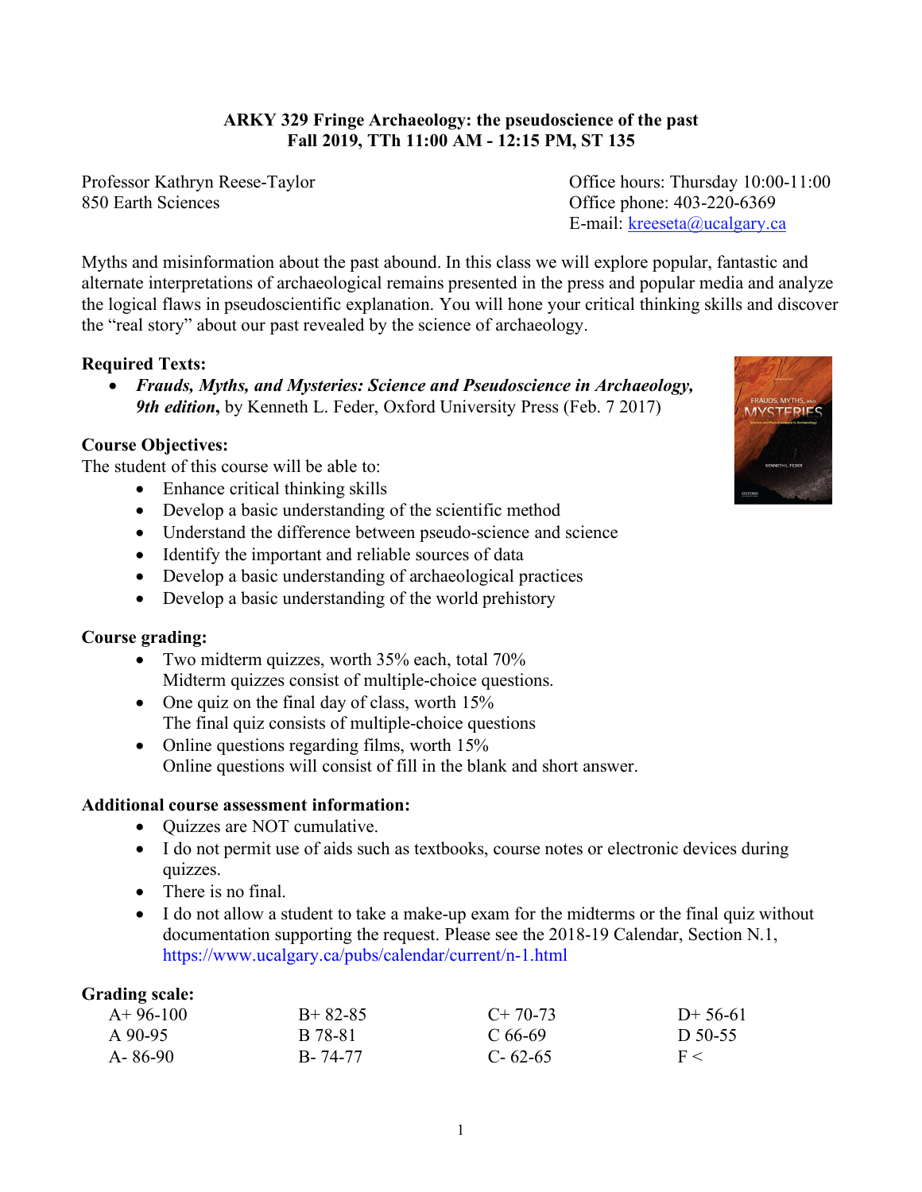**ARKY 329 Fringe Archaeology: the pseudoscience of the past**
**Fall 2019, TTh 11:00 AM - 12:15 PM, ST 135**

Professor Kathryn Reese-Taylor
850 Earth Sciences

Office hours: Thursday 10:00-11:00
Office phone: 403-220-6369
E-mail: kreeseta@ucalgary.ca

Myths and misinformation about the past abound. In this class we will explore popular, fantastic and alternate interpretations of archaeological remains presented in the press and popular media and analyze the logical flaws in pseudoscientific explanation. You will hone your critical thinking skills and discover the "real story" about our past revealed by the science of archaeology.

**Required Texts:**

- ***Frauds, Myths, and Mysteries: Science and Pseudoscience in Archaeology, 9th edition***, by Kenneth L. Feder, Oxford University Press (Feb. 7 2017)

**Course Objectives:**

The student of this course will be able to:

- Enhance critical thinking skills
- Develop a basic understanding of the scientific method
- Understand the difference between pseudo-science and science
- Identify the important and reliable sources of data
- Develop a basic understanding of archaeological practices
- Develop a basic understanding of the world prehistory

**Course grading:**

- Two midterm quizzes, worth 35% each, total 70%
  Midterm quizzes consist of multiple-choice questions.
- One quiz on the final day of class, worth 15%
  The final quiz consists of multiple-choice questions
- Online questions regarding films, worth 15%
  Online questions will consist of fill in the blank and short answer.

**Additional course assessment information:**

- Quizzes are NOT cumulative.
- I do not permit use of aids such as textbooks, course notes or electronic devices during quizzes.
- There is no final.
- I do not allow a student to take a make-up exam for the midterms or the final quiz without documentation supporting the request. Please see the 2018-19 Calendar, Section N.1, https://www.ucalgary.ca/pubs/calendar/current/n-1.html

**Grading scale:**

| | | | |
|---|---|---|---|
| A+ 96-100 | B+ 82-85 | C+ 70-73 | D+ 56-61 |
| A 90-95 | B 78-81 | C 66-69 | D 50-55 |
| A- 86-90 | B- 74-77 | C- 62-65 | F < |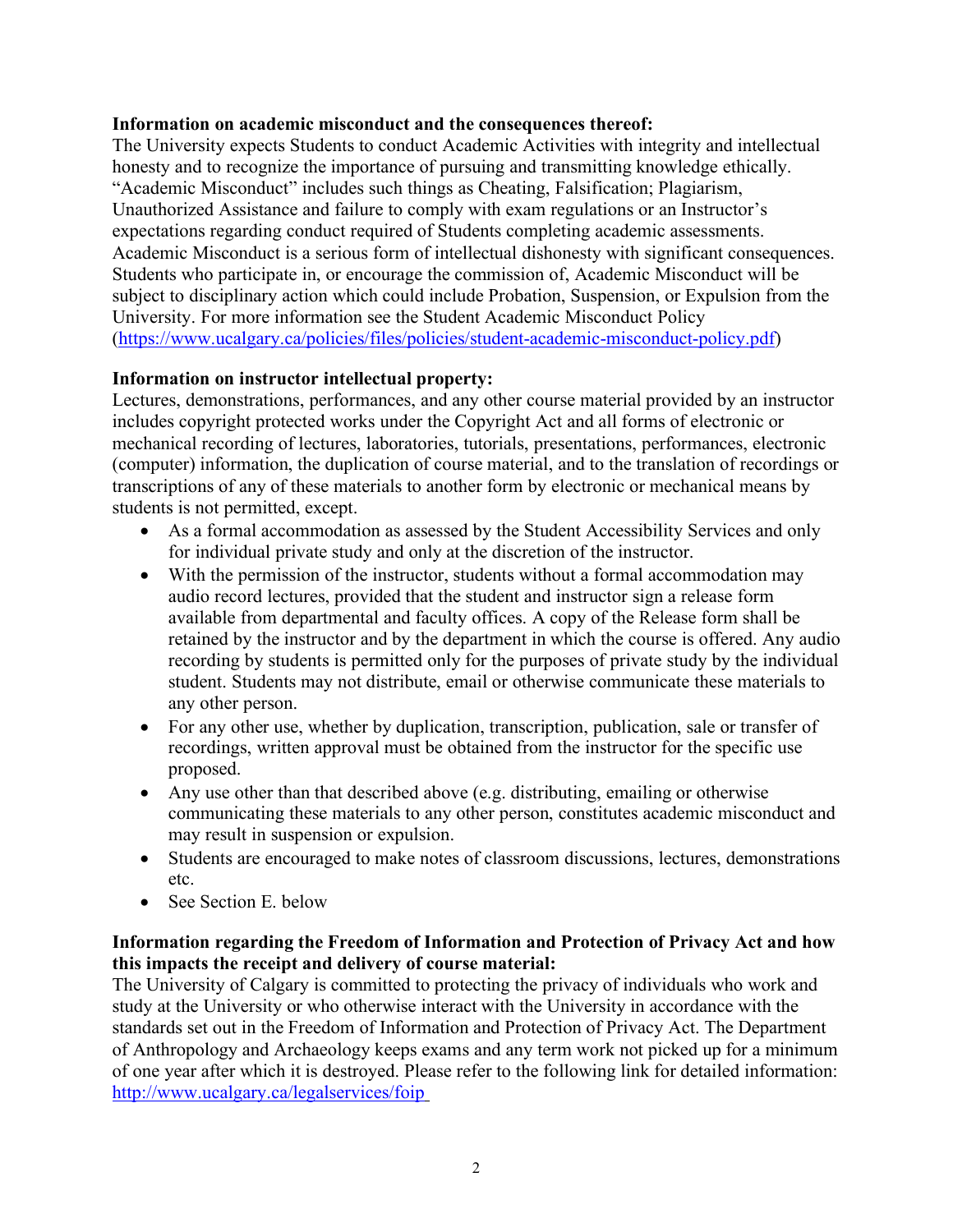**Information on academic misconduct and the consequences thereof:**
The University expects Students to conduct Academic Activities with integrity and intellectual honesty and to recognize the importance of pursuing and transmitting knowledge ethically. "Academic Misconduct" includes such things as Cheating, Falsification; Plagiarism, Unauthorized Assistance and failure to comply with exam regulations or an Instructor's expectations regarding conduct required of Students completing academic assessments. Academic Misconduct is a serious form of intellectual dishonesty with significant consequences. Students who participate in, or encourage the commission of, Academic Misconduct will be subject to disciplinary action which could include Probation, Suspension, or Expulsion from the University. For more information see the Student Academic Misconduct Policy (https://www.ucalgary.ca/policies/files/policies/student-academic-misconduct-policy.pdf)

**Information on instructor intellectual property:**
Lectures, demonstrations, performances, and any other course material provided by an instructor includes copyright protected works under the Copyright Act and all forms of electronic or mechanical recording of lectures, laboratories, tutorials, presentations, performances, electronic (computer) information, the duplication of course material, and to the translation of recordings or transcriptions of any of these materials to another form by electronic or mechanical means by students is not permitted, except.

- As a formal accommodation as assessed by the Student Accessibility Services and only for individual private study and only at the discretion of the instructor.
- With the permission of the instructor, students without a formal accommodation may audio record lectures, provided that the student and instructor sign a release form available from departmental and faculty offices. A copy of the Release form shall be retained by the instructor and by the department in which the course is offered. Any audio recording by students is permitted only for the purposes of private study by the individual student. Students may not distribute, email or otherwise communicate these materials to any other person.
- For any other use, whether by duplication, transcription, publication, sale or transfer of recordings, written approval must be obtained from the instructor for the specific use proposed.
- Any use other than that described above (e.g. distributing, emailing or otherwise communicating these materials to any other person, constitutes academic misconduct and may result in suspension or expulsion.
- Students are encouraged to make notes of classroom discussions, lectures, demonstrations etc.
- See Section E. below

**Information regarding the Freedom of Information and Protection of Privacy Act and how this impacts the receipt and delivery of course material:**
The University of Calgary is committed to protecting the privacy of individuals who work and study at the University or who otherwise interact with the University in accordance with the standards set out in the Freedom of Information and Protection of Privacy Act. The Department of Anthropology and Archaeology keeps exams and any term work not picked up for a minimum of one year after which it is destroyed. Please refer to the following link for detailed information: http://www.ucalgary.ca/legalservices/foip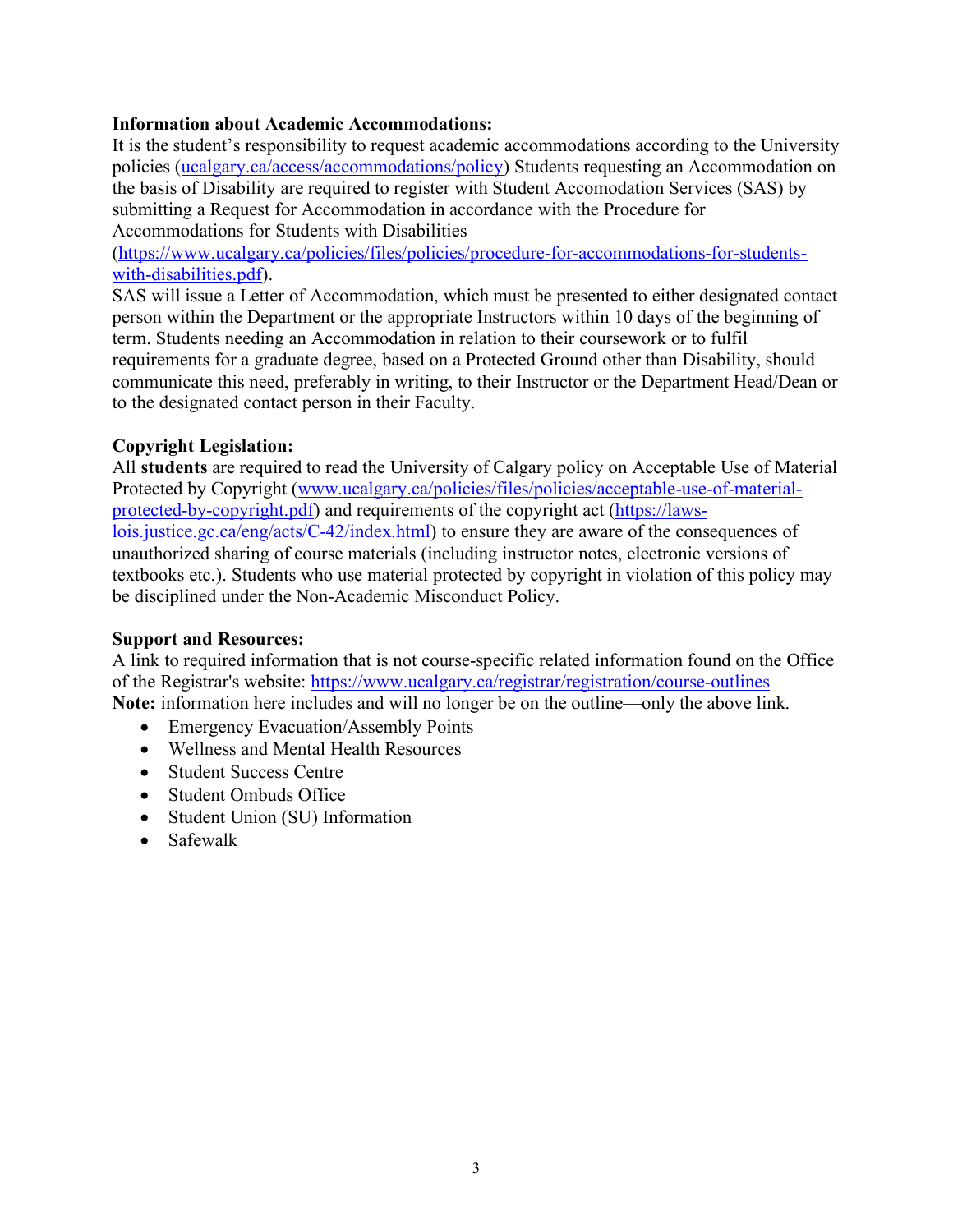**Information about Academic Accommodations:**
It is the student's responsibility to request academic accommodations according to the University policies (ucalgary.ca/access/accommodations/policy) Students requesting an Accommodation on the basis of Disability are required to register with Student Accomodation Services (SAS) by submitting a Request for Accommodation in accordance with the Procedure for Accommodations for Students with Disabilities (https://www.ucalgary.ca/policies/files/policies/procedure-for-accommodations-for-students-with-disabilities.pdf).
SAS will issue a Letter of Accommodation, which must be presented to either designated contact person within the Department or the appropriate Instructors within 10 days of the beginning of term. Students needing an Accommodation in relation to their coursework or to fulfil requirements for a graduate degree, based on a Protected Ground other than Disability, should communicate this need, preferably in writing, to their Instructor or the Department Head/Dean or to the designated contact person in their Faculty.

**Copyright Legislation:**
All **students** are required to read the University of Calgary policy on Acceptable Use of Material Protected by Copyright (www.ucalgary.ca/policies/files/policies/acceptable-use-of-material-protected-by-copyright.pdf) and requirements of the copyright act (https://laws-lois.justice.gc.ca/eng/acts/C-42/index.html) to ensure they are aware of the consequences of unauthorized sharing of course materials (including instructor notes, electronic versions of textbooks etc.). Students who use material protected by copyright in violation of this policy may be disciplined under the Non-Academic Misconduct Policy.

**Support and Resources:**
A link to required information that is not course-specific related information found on the Office of the Registrar's website: https://www.ucalgary.ca/registrar/registration/course-outlines
**Note:** information here includes and will no longer be on the outline—only the above link.

- Emergency Evacuation/Assembly Points
- Wellness and Mental Health Resources
- Student Success Centre
- Student Ombuds Office
- Student Union (SU) Information
- Safewalk